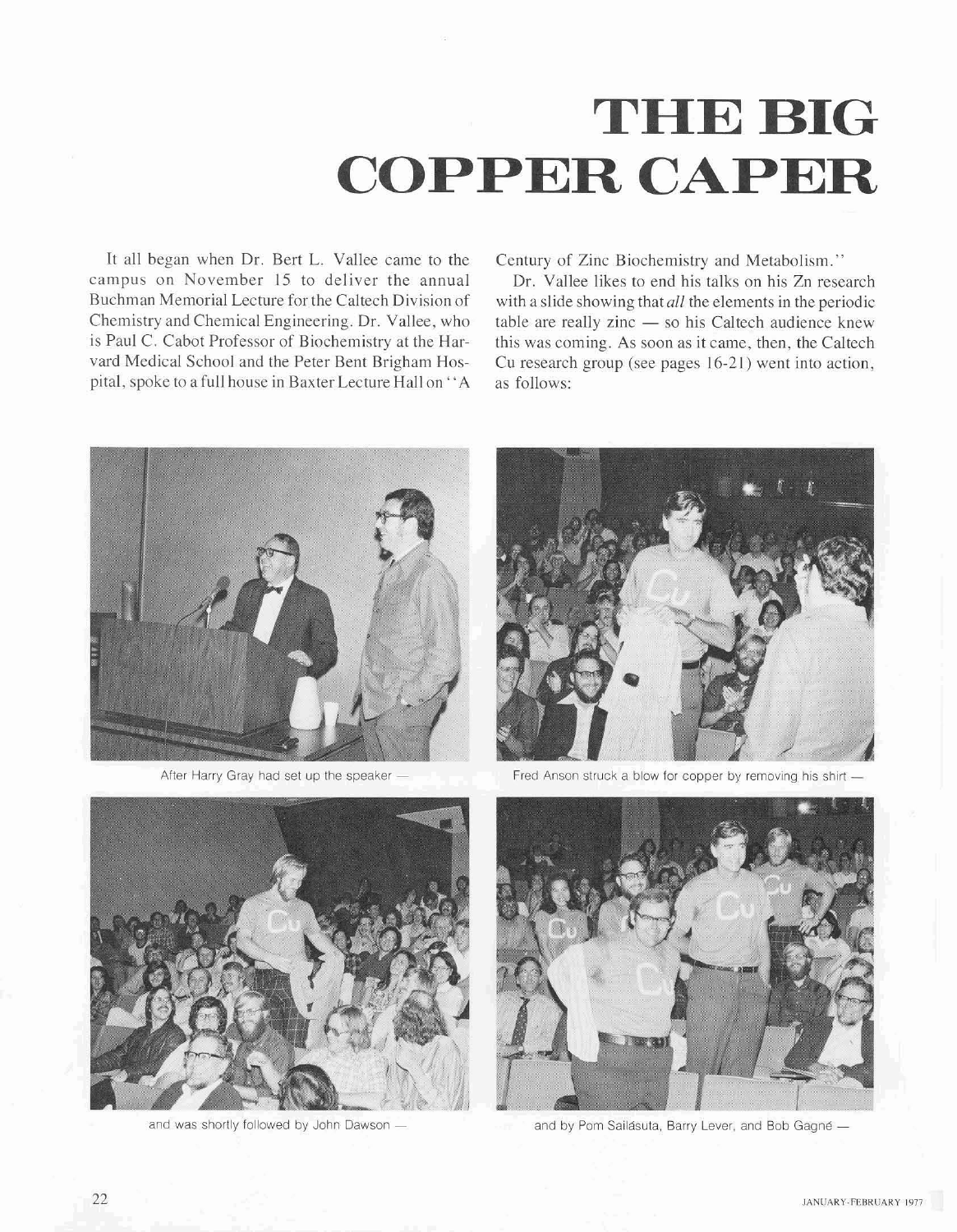# THE BIG COPPER CAPER

It all began when Dr. Bert L. Vallee came to the campus on November 15 to deliver the annual Buchman Memorial Lecture for the Caltech Division of Chemistry and Chemical Engineering. Dr. Vallee, who is Paul C. Cabot Professor of Biochemistry at the Harvard Medical School and the Peter Bent Brigham Hospital, spoke to a full house in Baxter Lecture Hall on "A Century of Zinc Biochemistry and Metabolism."

Dr. Vallee likes to end his talks on his Zn research with a slide showing that *all* the elements in the periodic table are really zinc — so his Caltech audience knew this was coming. As soon as it came, then, the Caltech Cu research group (see pages 16-21) went into action, as follows:

After Harry Gray had set up the speaker —

Fred Anson struck a blow for copper by removing his shirt —

and was shortly followed by John Dawson —

and by Pom Sailásuta, Barry Lever, and Bob Gagné —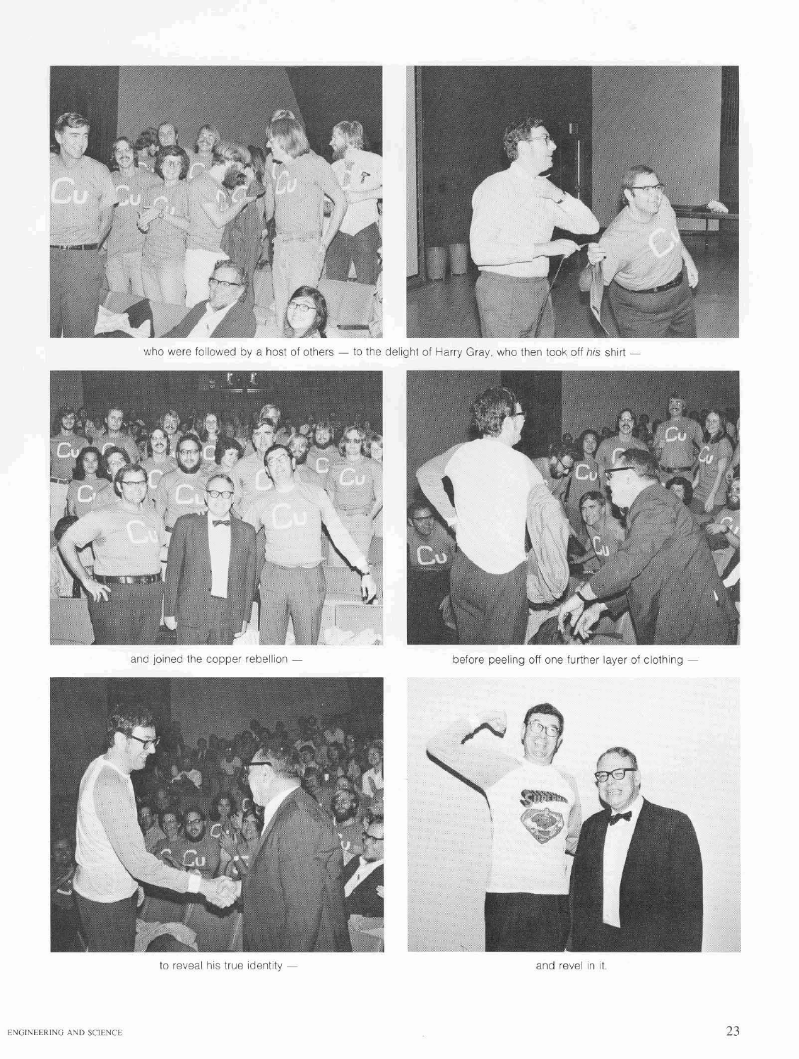who were followed by a host of others — to the delight of Harry Gray, who then took off *his* shirt —

and joined the copper rebellion —

before peeling off one further layer of clothing —

to reveal his true identity —

and revel in it.